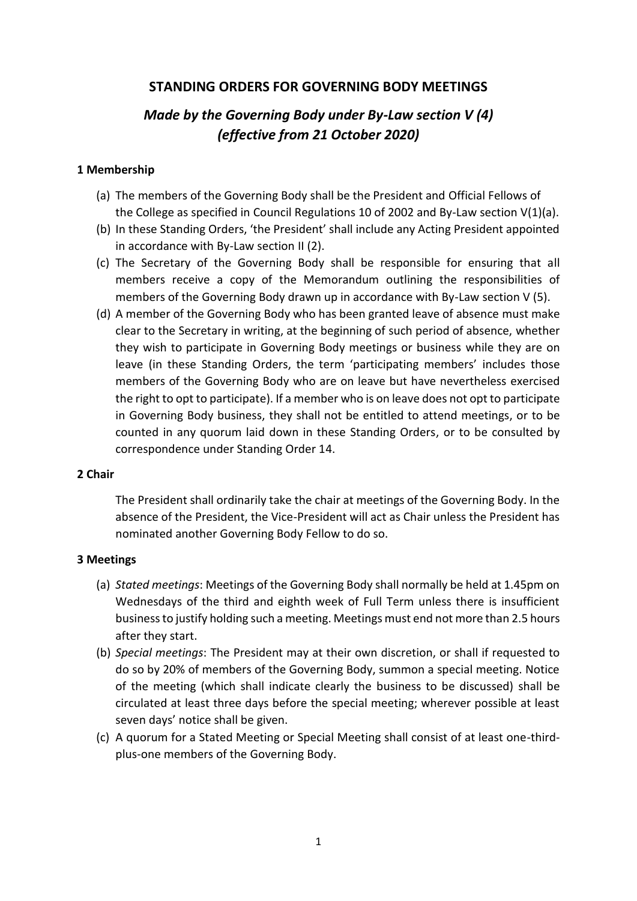# STANDING ORDERS FOR GOVERNING BODY MEETINGS

## *Made by the Governing Body under By-Law section V (4) (effective from 21 October 2020)*

### 1 Membership

(a) The members of the Governing Body shall be the President and Official Fellows of the College as specified in Council Regulations 10 of 2002 and By-Law section V(1)(a).

(b) In these Standing Orders, 'the President' shall include any Acting President appointed in accordance with By-Law section II (2).

(c) The Secretary of the Governing Body shall be responsible for ensuring that all members receive a copy of the Memorandum outlining the responsibilities of members of the Governing Body drawn up in accordance with By-Law section V (5).

(d) A member of the Governing Body who has been granted leave of absence must make clear to the Secretary in writing, at the beginning of such period of absence, whether they wish to participate in Governing Body meetings or business while they are on leave (in these Standing Orders, the term 'participating members' includes those members of the Governing Body who are on leave but have nevertheless exercised the right to opt to participate). If a member who is on leave does not opt to participate in Governing Body business, they shall not be entitled to attend meetings, or to be counted in any quorum laid down in these Standing Orders, or to be consulted by correspondence under Standing Order 14.

### 2 Chair

The President shall ordinarily take the chair at meetings of the Governing Body. In the absence of the President, the Vice-President will act as Chair unless the President has nominated another Governing Body Fellow to do so.

### 3 Meetings

(a) *Stated meetings*: Meetings of the Governing Body shall normally be held at 1.45pm on Wednesdays of the third and eighth week of Full Term unless there is insufficient business to justify holding such a meeting. Meetings must end not more than 2.5 hours after they start.

(b) *Special meetings*: The President may at their own discretion, or shall if requested to do so by 20% of members of the Governing Body, summon a special meeting. Notice of the meeting (which shall indicate clearly the business to be discussed) shall be circulated at least three days before the special meeting; wherever possible at least seven days' notice shall be given.

(c) A quorum for a Stated Meeting or Special Meeting shall consist of at least one-third-plus-one members of the Governing Body.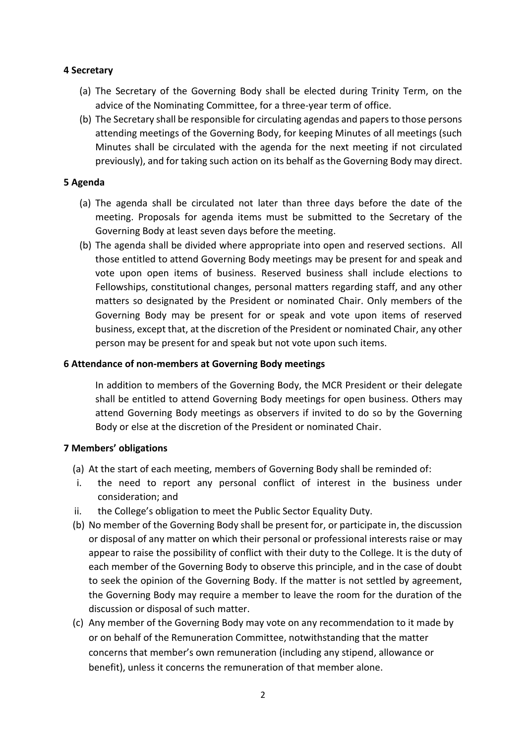## 4 Secretary

(a) The Secretary of the Governing Body shall be elected during Trinity Term, on the advice of the Nominating Committee, for a three-year term of office.

(b) The Secretary shall be responsible for circulating agendas and papers to those persons attending meetings of the Governing Body, for keeping Minutes of all meetings (such Minutes shall be circulated with the agenda for the next meeting if not circulated previously), and for taking such action on its behalf as the Governing Body may direct.

## 5 Agenda

(a) The agenda shall be circulated not later than three days before the date of the meeting. Proposals for agenda items must be submitted to the Secretary of the Governing Body at least seven days before the meeting.

(b) The agenda shall be divided where appropriate into open and reserved sections. All those entitled to attend Governing Body meetings may be present for and speak and vote upon open items of business. Reserved business shall include elections to Fellowships, constitutional changes, personal matters regarding staff, and any other matters so designated by the President or nominated Chair. Only members of the Governing Body may be present for or speak and vote upon items of reserved business, except that, at the discretion of the President or nominated Chair, any other person may be present for and speak but not vote upon such items.

## 6 Attendance of non-members at Governing Body meetings

In addition to members of the Governing Body, the MCR President or their delegate shall be entitled to attend Governing Body meetings for open business. Others may attend Governing Body meetings as observers if invited to do so by the Governing Body or else at the discretion of the President or nominated Chair.

## 7 Members' obligations

(a) At the start of each meeting, members of Governing Body shall be reminded of:

i. the need to report any personal conflict of interest in the business under consideration; and

ii. the College's obligation to meet the Public Sector Equality Duty.

(b) No member of the Governing Body shall be present for, or participate in, the discussion or disposal of any matter on which their personal or professional interests raise or may appear to raise the possibility of conflict with their duty to the College. It is the duty of each member of the Governing Body to observe this principle, and in the case of doubt to seek the opinion of the Governing Body. If the matter is not settled by agreement, the Governing Body may require a member to leave the room for the duration of the discussion or disposal of such matter.

(c) Any member of the Governing Body may vote on any recommendation to it made by or on behalf of the Remuneration Committee, notwithstanding that the matter concerns that member's own remuneration (including any stipend, allowance or benefit), unless it concerns the remuneration of that member alone.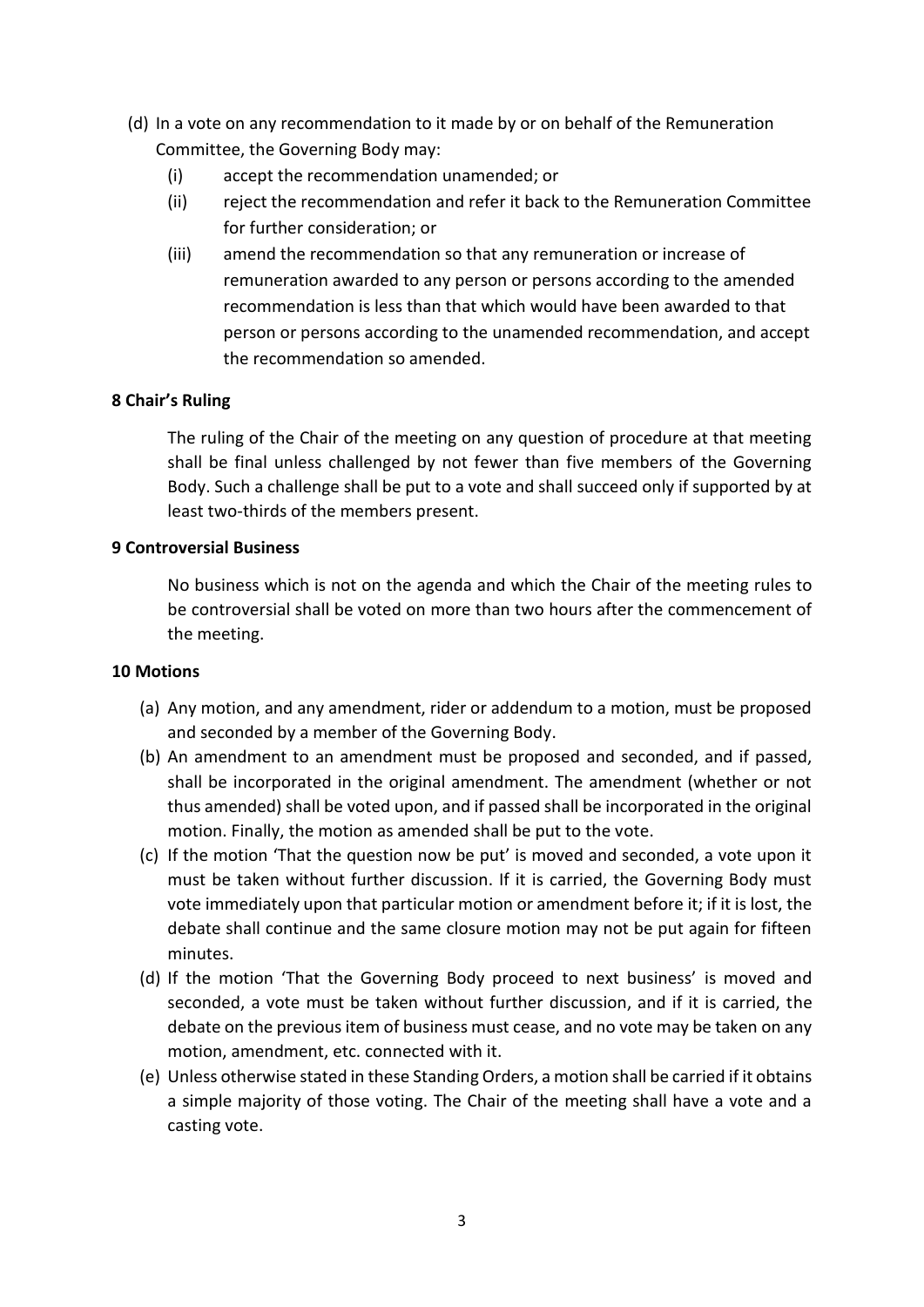(d) In a vote on any recommendation to it made by or on behalf of the Remuneration Committee, the Governing Body may:

   (i) accept the recommendation unamended; or

   (ii) reject the recommendation and refer it back to the Remuneration Committee for further consideration; or

   (iii) amend the recommendation so that any remuneration or increase of remuneration awarded to any person or persons according to the amended recommendation is less than that which would have been awarded to that person or persons according to the unamended recommendation, and accept the recommendation so amended.

**8 Chair's Ruling**

The ruling of the Chair of the meeting on any question of procedure at that meeting shall be final unless challenged by not fewer than five members of the Governing Body. Such a challenge shall be put to a vote and shall succeed only if supported by at least two-thirds of the members present.

**9 Controversial Business**

No business which is not on the agenda and which the Chair of the meeting rules to be controversial shall be voted on more than two hours after the commencement of the meeting.

**10 Motions**

(a) Any motion, and any amendment, rider or addendum to a motion, must be proposed and seconded by a member of the Governing Body.

(b) An amendment to an amendment must be proposed and seconded, and if passed, shall be incorporated in the original amendment. The amendment (whether or not thus amended) shall be voted upon, and if passed shall be incorporated in the original motion. Finally, the motion as amended shall be put to the vote.

(c) If the motion 'That the question now be put' is moved and seconded, a vote upon it must be taken without further discussion. If it is carried, the Governing Body must vote immediately upon that particular motion or amendment before it; if it is lost, the debate shall continue and the same closure motion may not be put again for fifteen minutes.

(d) If the motion 'That the Governing Body proceed to next business' is moved and seconded, a vote must be taken without further discussion, and if it is carried, the debate on the previous item of business must cease, and no vote may be taken on any motion, amendment, etc. connected with it.

(e) Unless otherwise stated in these Standing Orders, a motion shall be carried if it obtains a simple majority of those voting. The Chair of the meeting shall have a vote and a casting vote.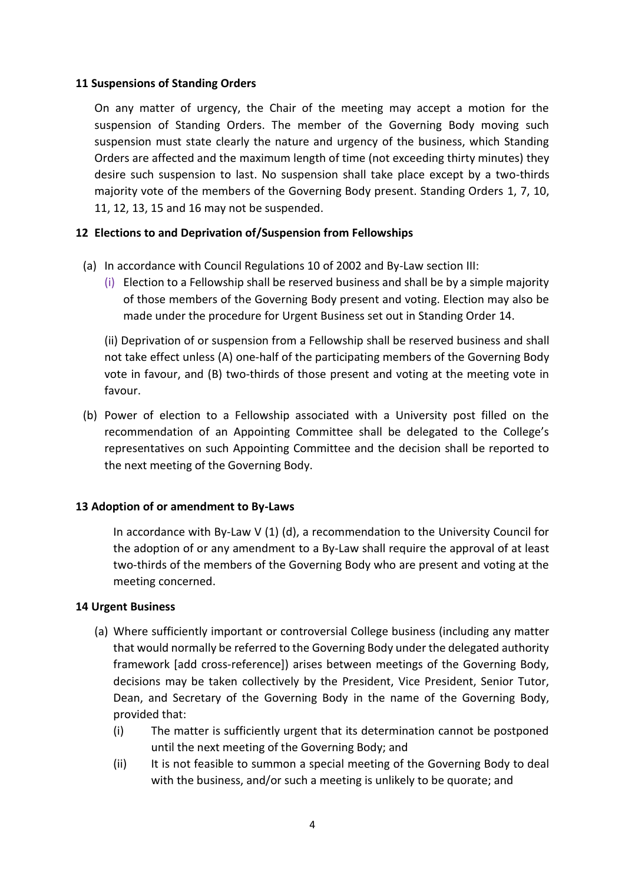**11 Suspensions of Standing Orders**

On any matter of urgency, the Chair of the meeting may accept a motion for the suspension of Standing Orders. The member of the Governing Body moving such suspension must state clearly the nature and urgency of the business, which Standing Orders are affected and the maximum length of time (not exceeding thirty minutes) they desire such suspension to last. No suspension shall take place except by a two-thirds majority vote of the members of the Governing Body present. Standing Orders 1, 7, 10, 11, 12, 13, 15 and 16 may not be suspended.

**12 Elections to and Deprivation of/Suspension from Fellowships**

(a) In accordance with Council Regulations 10 of 2002 and By-Law section III:

(i) Election to a Fellowship shall be reserved business and shall be by a simple majority of those members of the Governing Body present and voting. Election may also be made under the procedure for Urgent Business set out in Standing Order 14.

(ii) Deprivation of or suspension from a Fellowship shall be reserved business and shall not take effect unless (A) one-half of the participating members of the Governing Body vote in favour, and (B) two-thirds of those present and voting at the meeting vote in favour.

(b) Power of election to a Fellowship associated with a University post filled on the recommendation of an Appointing Committee shall be delegated to the College's representatives on such Appointing Committee and the decision shall be reported to the next meeting of the Governing Body.

**13 Adoption of or amendment to By-Laws**

In accordance with By-Law V (1) (d), a recommendation to the University Council for the adoption of or any amendment to a By-Law shall require the approval of at least two-thirds of the members of the Governing Body who are present and voting at the meeting concerned.

**14 Urgent Business**

(a) Where sufficiently important or controversial College business (including any matter that would normally be referred to the Governing Body under the delegated authority framework [add cross-reference]) arises between meetings of the Governing Body, decisions may be taken collectively by the President, Vice President, Senior Tutor, Dean, and Secretary of the Governing Body in the name of the Governing Body, provided that:

(i) The matter is sufficiently urgent that its determination cannot be postponed until the next meeting of the Governing Body; and

(ii) It is not feasible to summon a special meeting of the Governing Body to deal with the business, and/or such a meeting is unlikely to be quorate; and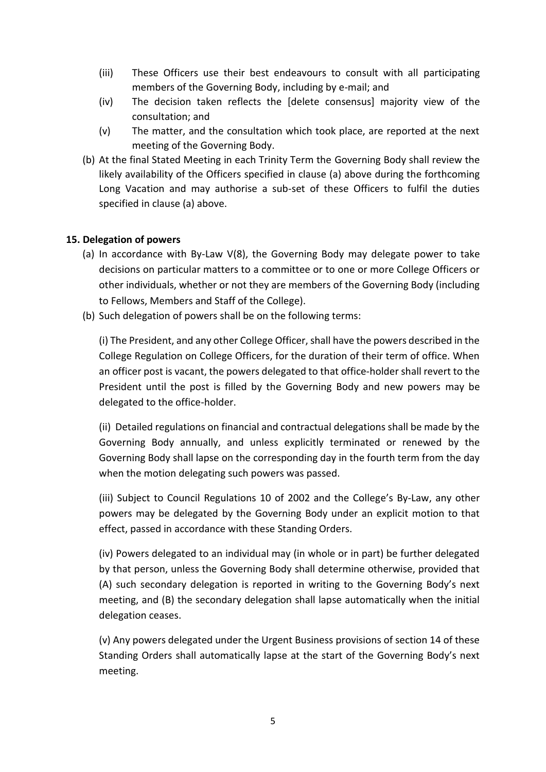(iii) These Officers use their best endeavours to consult with all participating members of the Governing Body, including by e-mail; and

(iv) The decision taken reflects the [delete consensus] majority view of the consultation; and

(v) The matter, and the consultation which took place, are reported at the next meeting of the Governing Body.

(b) At the final Stated Meeting in each Trinity Term the Governing Body shall review the likely availability of the Officers specified in clause (a) above during the forthcoming Long Vacation and may authorise a sub-set of these Officers to fulfil the duties specified in clause (a) above.

**15. Delegation of powers**

(a) In accordance with By-Law V(8), the Governing Body may delegate power to take decisions on particular matters to a committee or to one or more College Officers or other individuals, whether or not they are members of the Governing Body (including to Fellows, Members and Staff of the College).

(b) Such delegation of powers shall be on the following terms:

(i) The President, and any other College Officer, shall have the powers described in the College Regulation on College Officers, for the duration of their term of office. When an officer post is vacant, the powers delegated to that office-holder shall revert to the President until the post is filled by the Governing Body and new powers may be delegated to the office-holder.

(ii) Detailed regulations on financial and contractual delegations shall be made by the Governing Body annually, and unless explicitly terminated or renewed by the Governing Body shall lapse on the corresponding day in the fourth term from the day when the motion delegating such powers was passed.

(iii) Subject to Council Regulations 10 of 2002 and the College's By-Law, any other powers may be delegated by the Governing Body under an explicit motion to that effect, passed in accordance with these Standing Orders.

(iv) Powers delegated to an individual may (in whole or in part) be further delegated by that person, unless the Governing Body shall determine otherwise, provided that (A) such secondary delegation is reported in writing to the Governing Body's next meeting, and (B) the secondary delegation shall lapse automatically when the initial delegation ceases.

(v) Any powers delegated under the Urgent Business provisions of section 14 of these Standing Orders shall automatically lapse at the start of the Governing Body's next meeting.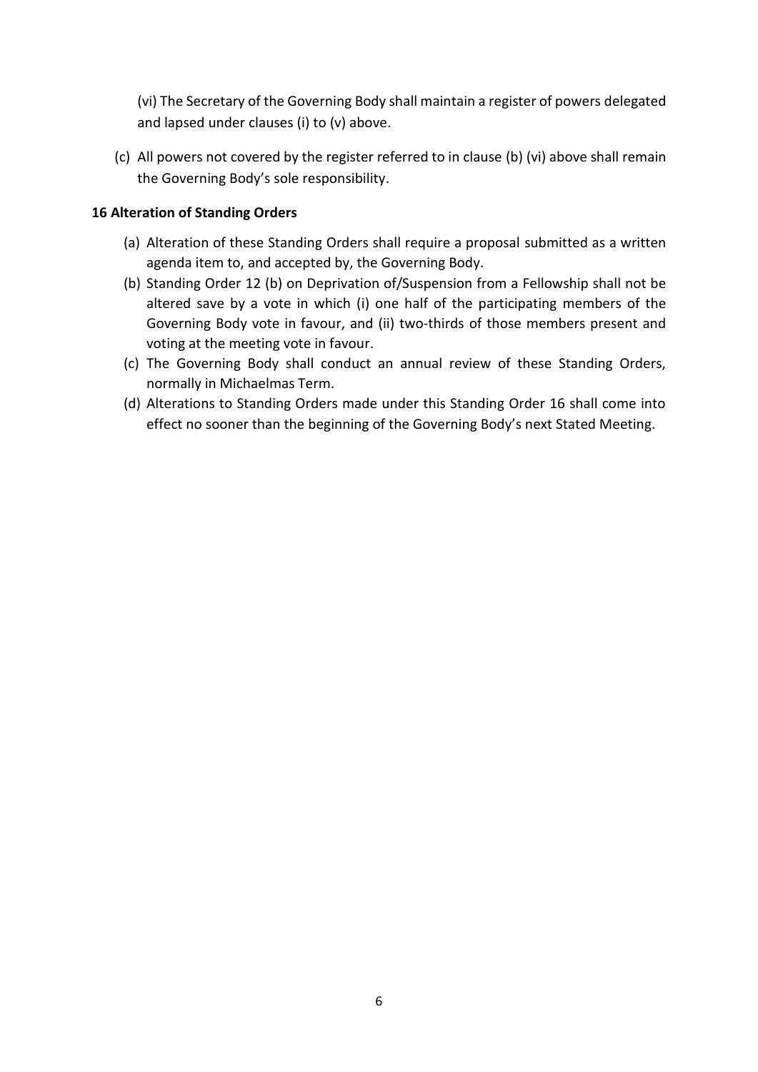(vi) The Secretary of the Governing Body shall maintain a register of powers delegated and lapsed under clauses (i) to (v) above.

(c) All powers not covered by the register referred to in clause (b) (vi) above shall remain the Governing Body's sole responsibility.

**16 Alteration of Standing Orders**

(a) Alteration of these Standing Orders shall require a proposal submitted as a written agenda item to, and accepted by, the Governing Body.

(b) Standing Order 12 (b) on Deprivation of/Suspension from a Fellowship shall not be altered save by a vote in which (i) one half of the participating members of the Governing Body vote in favour, and (ii) two-thirds of those members present and voting at the meeting vote in favour.

(c) The Governing Body shall conduct an annual review of these Standing Orders, normally in Michaelmas Term.

(d) Alterations to Standing Orders made under this Standing Order 16 shall come into effect no sooner than the beginning of the Governing Body's next Stated Meeting.